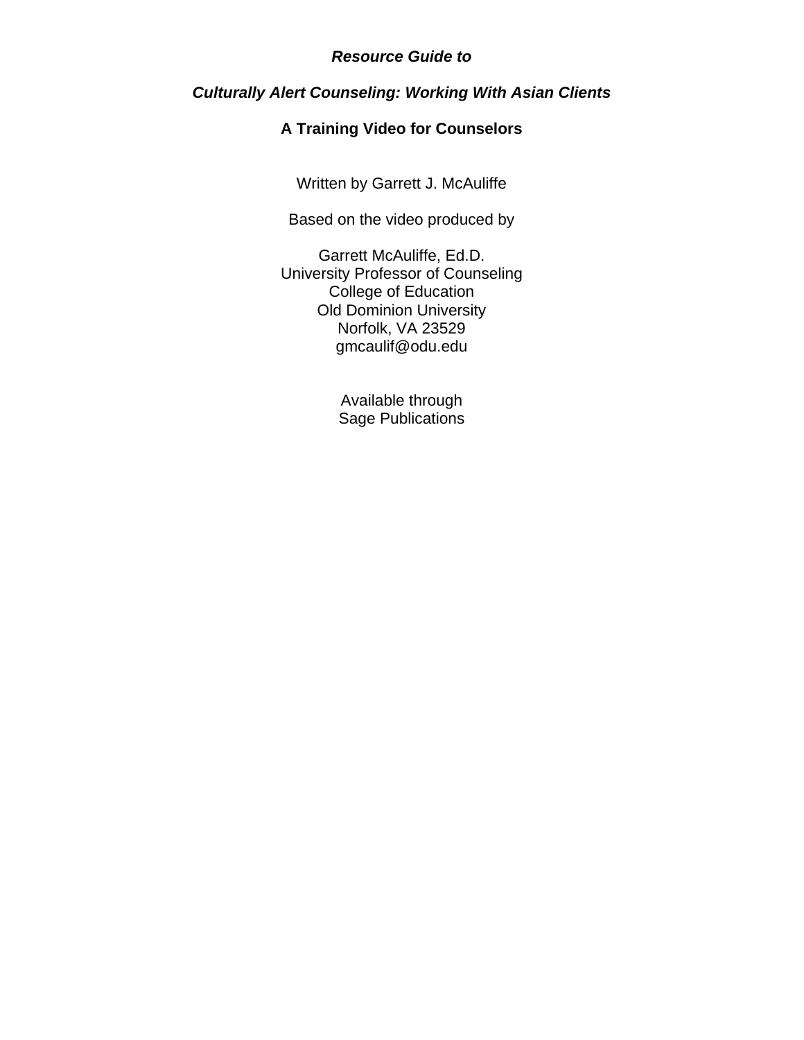***Resource Guide to***

***Culturally Alert Counseling: Working With Asian Clients***

**A Training Video for Counselors**

Written by Garrett J. McAuliffe

Based on the video produced by

Garrett McAuliffe, Ed.D.
University Professor of Counseling
College of Education
Old Dominion University
Norfolk, VA 23529
gmcaulif@odu.edu

Available through
Sage Publications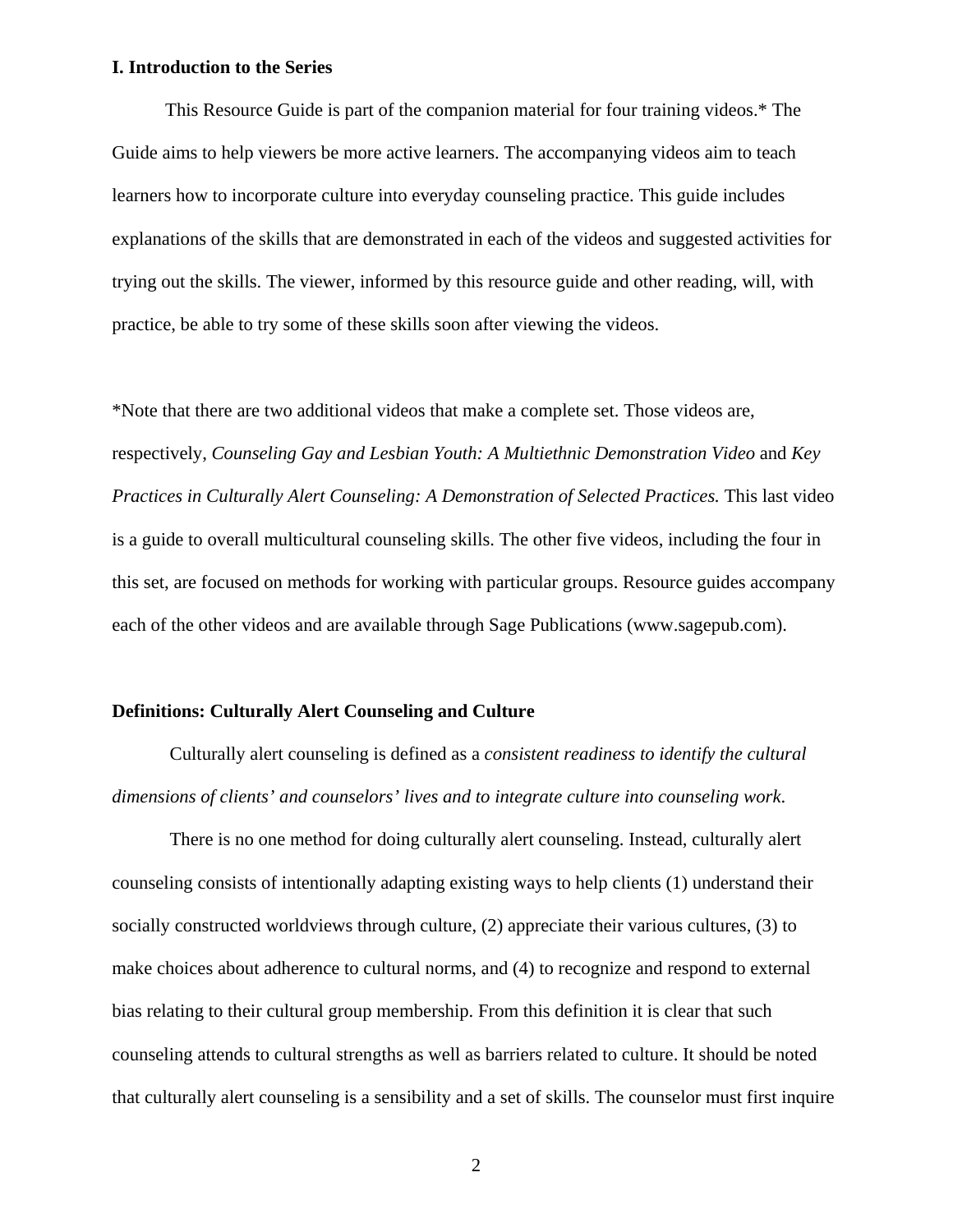## I. Introduction to the Series

This Resource Guide is part of the companion material for four training videos.* The Guide aims to help viewers be more active learners. The accompanying videos aim to teach learners how to incorporate culture into everyday counseling practice. This guide includes explanations of the skills that are demonstrated in each of the videos and suggested activities for trying out the skills. The viewer, informed by this resource guide and other reading, will, with practice, be able to try some of these skills soon after viewing the videos.

*Note that there are two additional videos that make a complete set. Those videos are, respectively, *Counseling Gay and Lesbian Youth: A Multiethnic Demonstration Video* and *Key Practices in Culturally Alert Counseling: A Demonstration of Selected Practices.* This last video is a guide to overall multicultural counseling skills. The other five videos, including the four in this set, are focused on methods for working with particular groups. Resource guides accompany each of the other videos and are available through Sage Publications (www.sagepub.com).

### Definitions: Culturally Alert Counseling and Culture

Culturally alert counseling is defined as a *consistent readiness to identify the cultural dimensions of clients' and counselors' lives and to integrate culture into counseling work*.

There is no one method for doing culturally alert counseling. Instead, culturally alert counseling consists of intentionally adapting existing ways to help clients (1) understand their socially constructed worldviews through culture, (2) appreciate their various cultures, (3) to make choices about adherence to cultural norms, and (4) to recognize and respond to external bias relating to their cultural group membership. From this definition it is clear that such counseling attends to cultural strengths as well as barriers related to culture. It should be noted that culturally alert counseling is a sensibility and a set of skills. The counselor must first inquire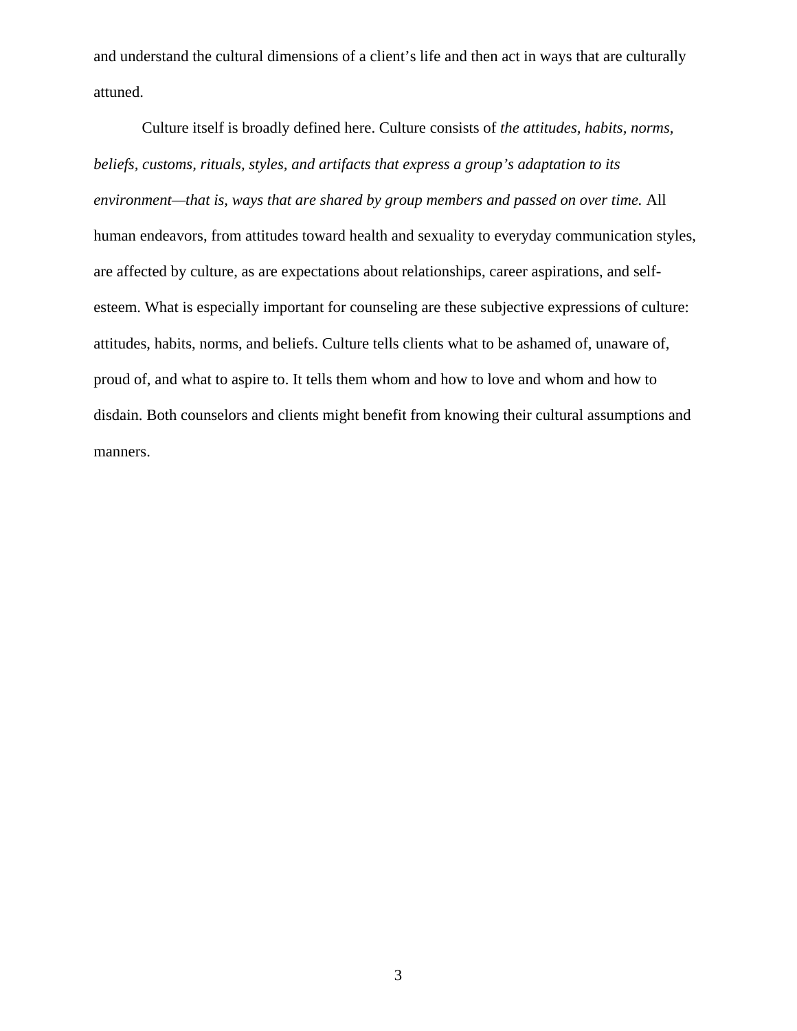and understand the cultural dimensions of a client's life and then act in ways that are culturally attuned.

Culture itself is broadly defined here. Culture consists of *the attitudes, habits, norms, beliefs, customs, rituals, styles, and artifacts that express a group's adaptation to its environment—that is, ways that are shared by group members and passed on over time.* All human endeavors, from attitudes toward health and sexuality to everyday communication styles, are affected by culture, as are expectations about relationships, career aspirations, and self-esteem. What is especially important for counseling are these subjective expressions of culture: attitudes, habits, norms, and beliefs. Culture tells clients what to be ashamed of, unaware of, proud of, and what to aspire to. It tells them whom and how to love and whom and how to disdain. Both counselors and clients might benefit from knowing their cultural assumptions and manners.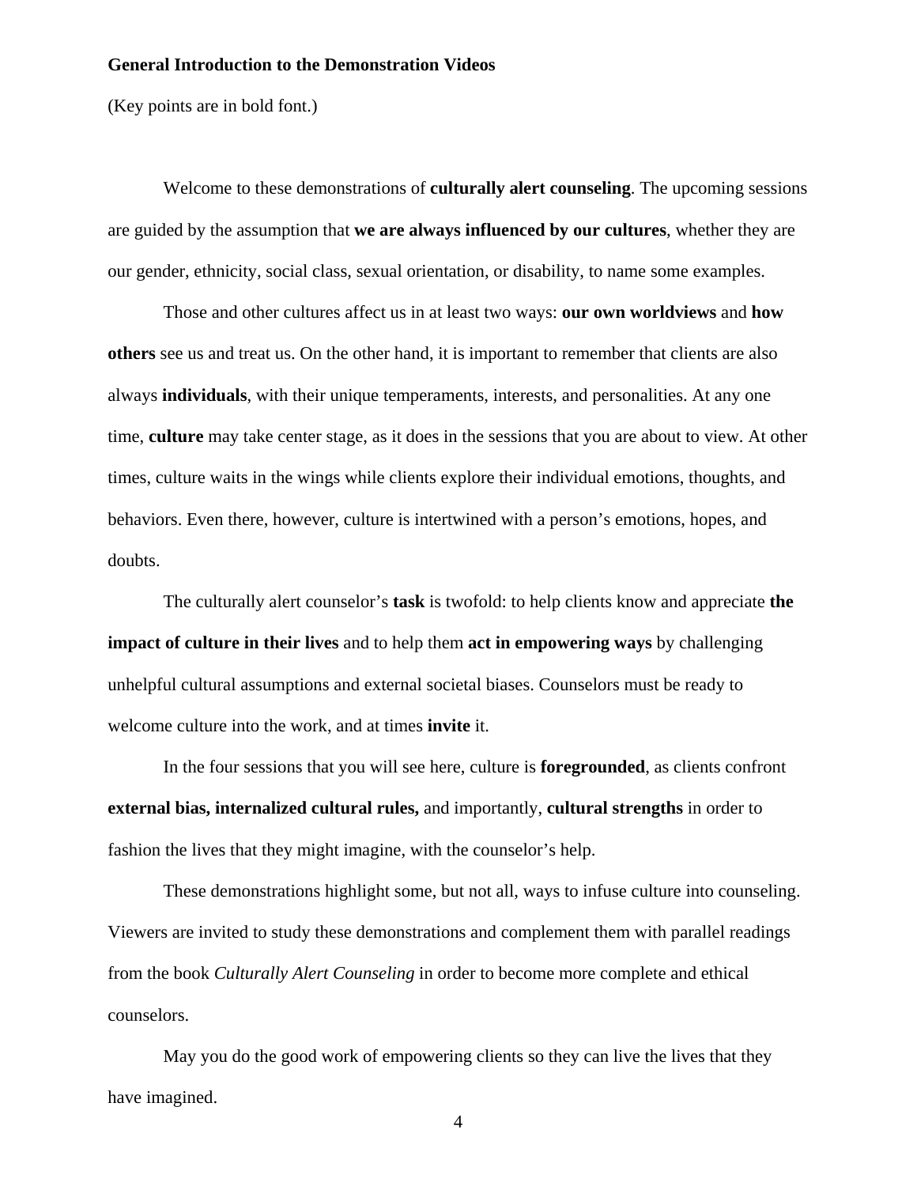**General Introduction to the Demonstration Videos**

(Key points are in bold font.)

Welcome to these demonstrations of **culturally alert counseling**. The upcoming sessions are guided by the assumption that **we are always influenced by our cultures**, whether they are our gender, ethnicity, social class, sexual orientation, or disability, to name some examples.

Those and other cultures affect us in at least two ways: **our own worldviews** and **how others** see us and treat us. On the other hand, it is important to remember that clients are also always **individuals**, with their unique temperaments, interests, and personalities. At any one time, **culture** may take center stage, as it does in the sessions that you are about to view. At other times, culture waits in the wings while clients explore their individual emotions, thoughts, and behaviors. Even there, however, culture is intertwined with a person's emotions, hopes, and doubts.

The culturally alert counselor's **task** is twofold: to help clients know and appreciate **the impact of culture in their lives** and to help them **act in empowering ways** by challenging unhelpful cultural assumptions and external societal biases. Counselors must be ready to welcome culture into the work, and at times **invite** it.

In the four sessions that you will see here, culture is **foregrounded**, as clients confront **external bias, internalized cultural rules,** and importantly, **cultural strengths** in order to fashion the lives that they might imagine, with the counselor's help.

These demonstrations highlight some, but not all, ways to infuse culture into counseling. Viewers are invited to study these demonstrations and complement them with parallel readings from the book *Culturally Alert Counseling* in order to become more complete and ethical counselors.

May you do the good work of empowering clients so they can live the lives that they have imagined.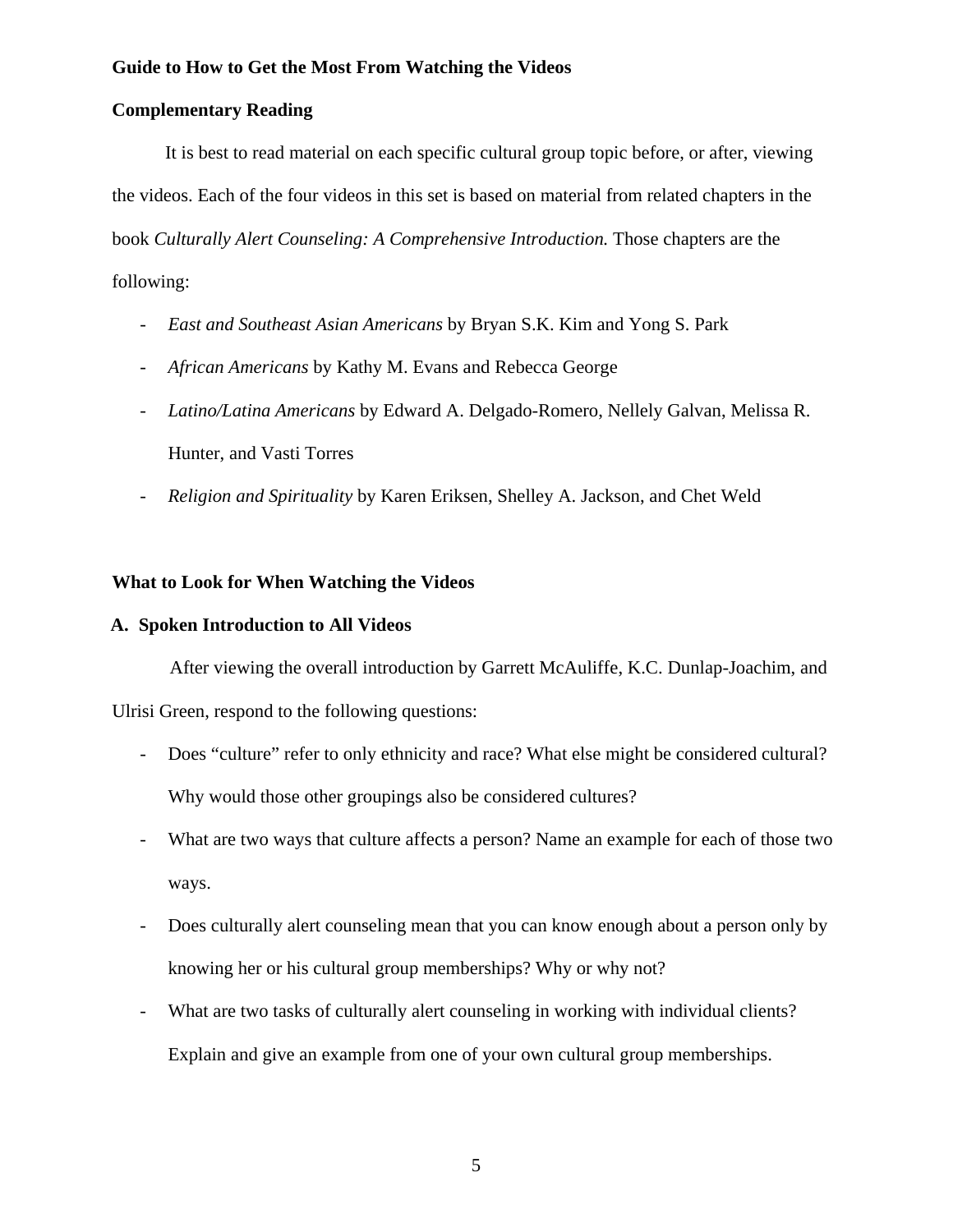**Guide to How to Get the Most From Watching the Videos**

**Complementary Reading**

It is best to read material on each specific cultural group topic before, or after, viewing the videos. Each of the four videos in this set is based on material from related chapters in the book *Culturally Alert Counseling: A Comprehensive Introduction.* Those chapters are the following:

- *East and Southeast Asian Americans* by Bryan S.K. Kim and Yong S. Park
- *African Americans* by Kathy M. Evans and Rebecca George
- *Latino/Latina Americans* by Edward A. Delgado-Romero, Nellely Galvan, Melissa R. Hunter, and Vasti Torres
- *Religion and Spirituality* by Karen Eriksen, Shelley A. Jackson, and Chet Weld

**What to Look for When Watching the Videos**

**A. Spoken Introduction to All Videos**

After viewing the overall introduction by Garrett McAuliffe, K.C. Dunlap-Joachim, and Ulrisi Green, respond to the following questions:

- Does "culture" refer to only ethnicity and race? What else might be considered cultural? Why would those other groupings also be considered cultures?
- What are two ways that culture affects a person? Name an example for each of those two ways.
- Does culturally alert counseling mean that you can know enough about a person only by knowing her or his cultural group memberships? Why or why not?
- What are two tasks of culturally alert counseling in working with individual clients? Explain and give an example from one of your own cultural group memberships.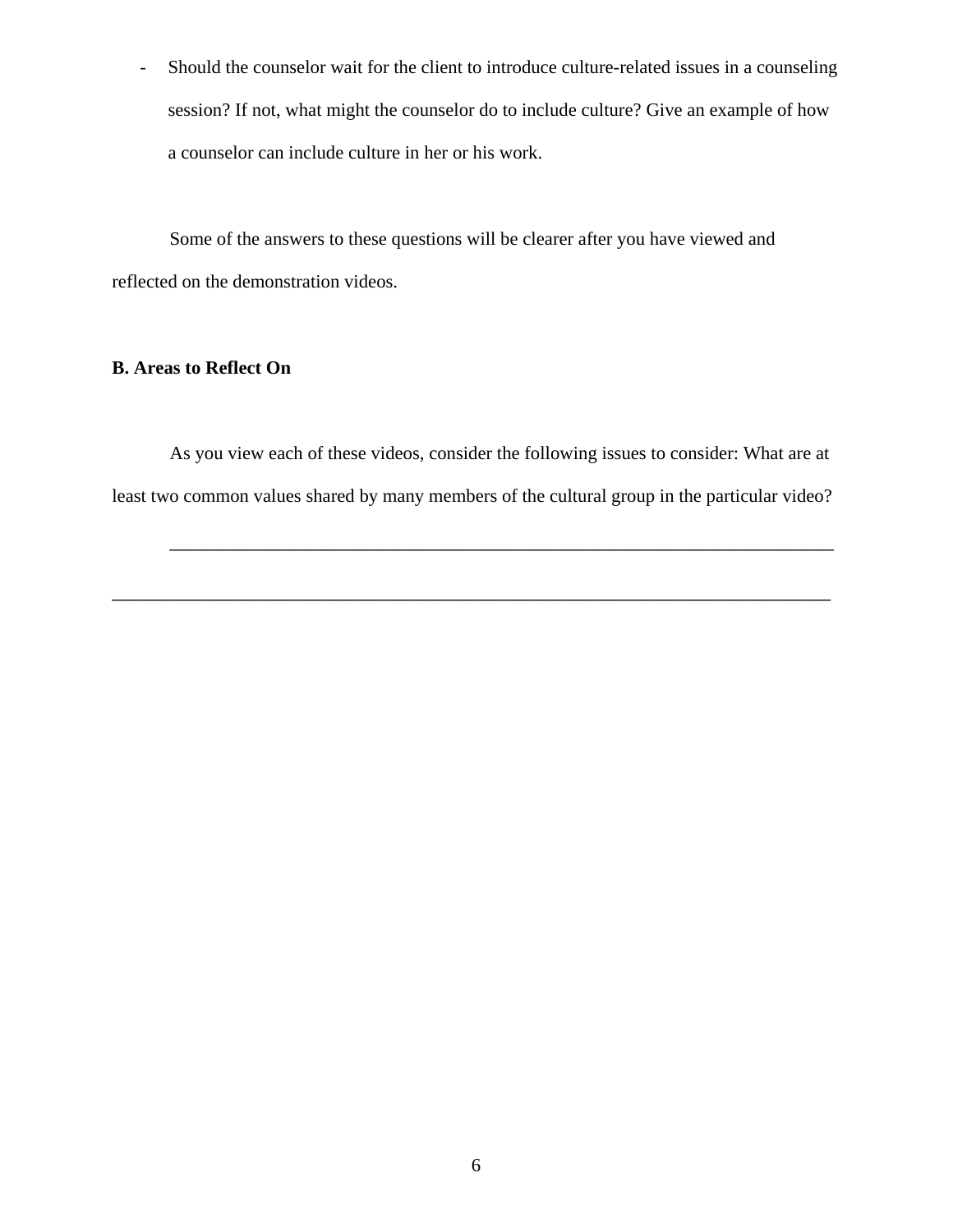- Should the counselor wait for the client to introduce culture-related issues in a counseling session? If not, what might the counselor do to include culture? Give an example of how a counselor can include culture in her or his work.

Some of the answers to these questions will be clearer after you have viewed and reflected on the demonstration videos.

**B. Areas to Reflect On**

As you view each of these videos, consider the following issues to consider: What are at least two common values shared by many members of the cultural group in the particular video?

_____________________________________________________________________________

_____________________________________________________________________________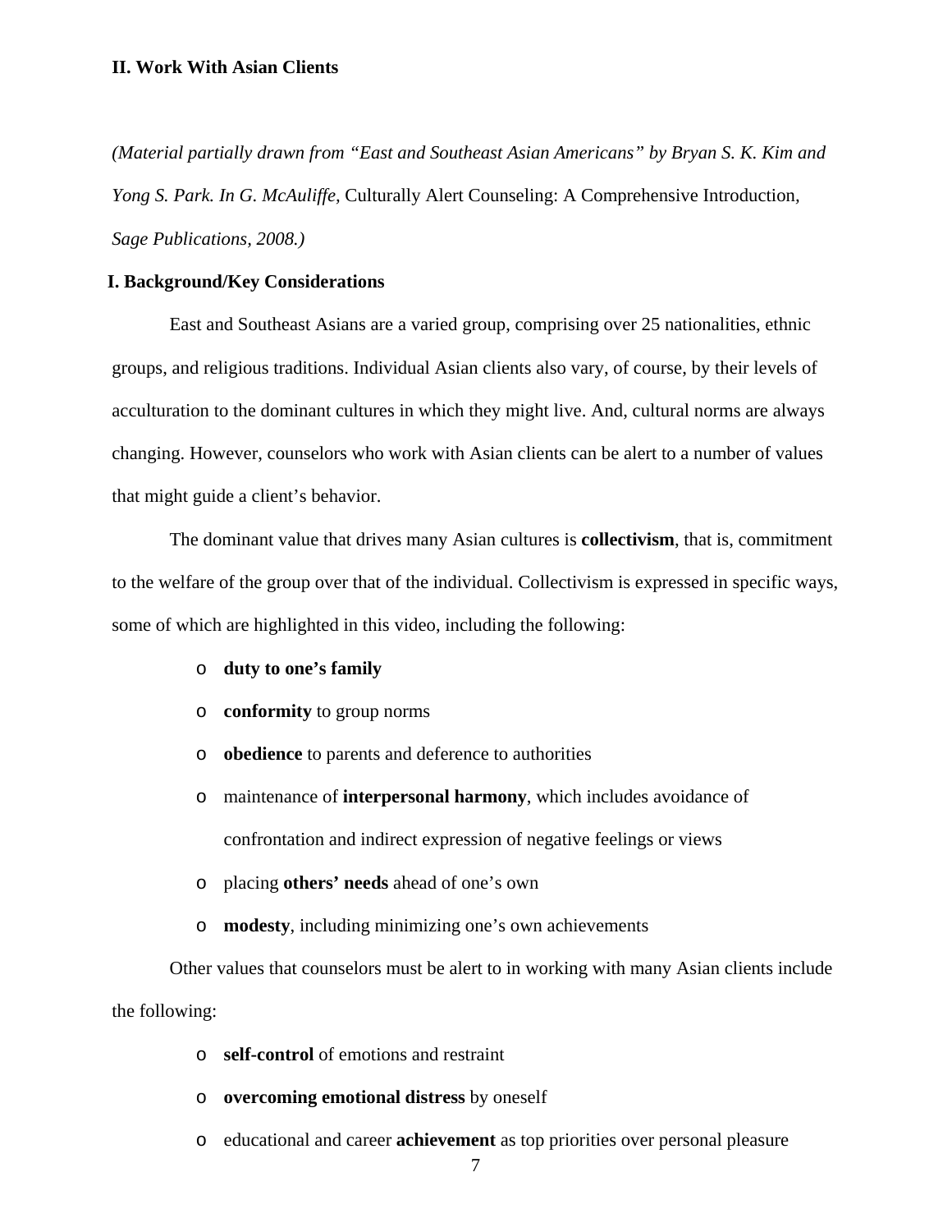**II. Work With Asian Clients**

*(Material partially drawn from "East and Southeast Asian Americans" by Bryan S. K. Kim and Yong S. Park. In G. McAuliffe,* Culturally Alert Counseling: A Comprehensive Introduction, *Sage Publications, 2008.)*

**I. Background/Key Considerations**

East and Southeast Asians are a varied group, comprising over 25 nationalities, ethnic groups, and religious traditions. Individual Asian clients also vary, of course, by their levels of acculturation to the dominant cultures in which they might live. And, cultural norms are always changing. However, counselors who work with Asian clients can be alert to a number of values that might guide a client's behavior.

The dominant value that drives many Asian cultures is **collectivism**, that is, commitment to the welfare of the group over that of the individual. Collectivism is expressed in specific ways, some of which are highlighted in this video, including the following:

- **duty to one's family**
- **conformity** to group norms
- **obedience** to parents and deference to authorities
- maintenance of **interpersonal harmony**, which includes avoidance of confrontation and indirect expression of negative feelings or views
- placing **others' needs** ahead of one's own
- **modesty**, including minimizing one's own achievements

Other values that counselors must be alert to in working with many Asian clients include the following:

- **self-control** of emotions and restraint
- **overcoming emotional distress** by oneself
- educational and career **achievement** as top priorities over personal pleasure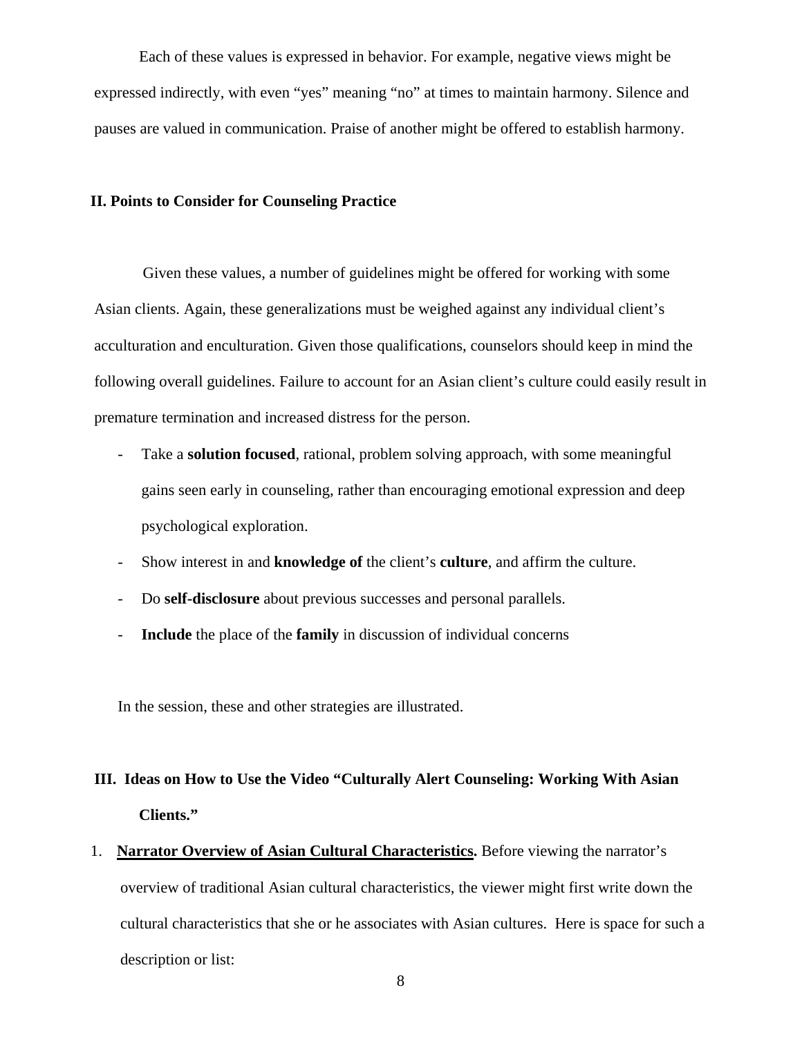Each of these values is expressed in behavior. For example, negative views might be expressed indirectly, with even "yes" meaning "no" at times to maintain harmony. Silence and pauses are valued in communication. Praise of another might be offered to establish harmony.

## II. Points to Consider for Counseling Practice

Given these values, a number of guidelines might be offered for working with some Asian clients. Again, these generalizations must be weighed against any individual client's acculturation and enculturation. Given those qualifications, counselors should keep in mind the following overall guidelines. Failure to account for an Asian client's culture could easily result in premature termination and increased distress for the person.

- Take a **solution focused**, rational, problem solving approach, with some meaningful gains seen early in counseling, rather than encouraging emotional expression and deep psychological exploration.
- Show interest in and **knowledge of** the client's **culture**, and affirm the culture.
- Do **self-disclosure** about previous successes and personal parallels.
- **Include** the place of the **family** in discussion of individual concerns

In the session, these and other strategies are illustrated.

## III. Ideas on How to Use the Video "Culturally Alert Counseling: Working With Asian Clients."

1. **Narrator Overview of Asian Cultural Characteristics.** Before viewing the narrator's overview of traditional Asian cultural characteristics, the viewer might first write down the cultural characteristics that she or he associates with Asian cultures. Here is space for such a description or list: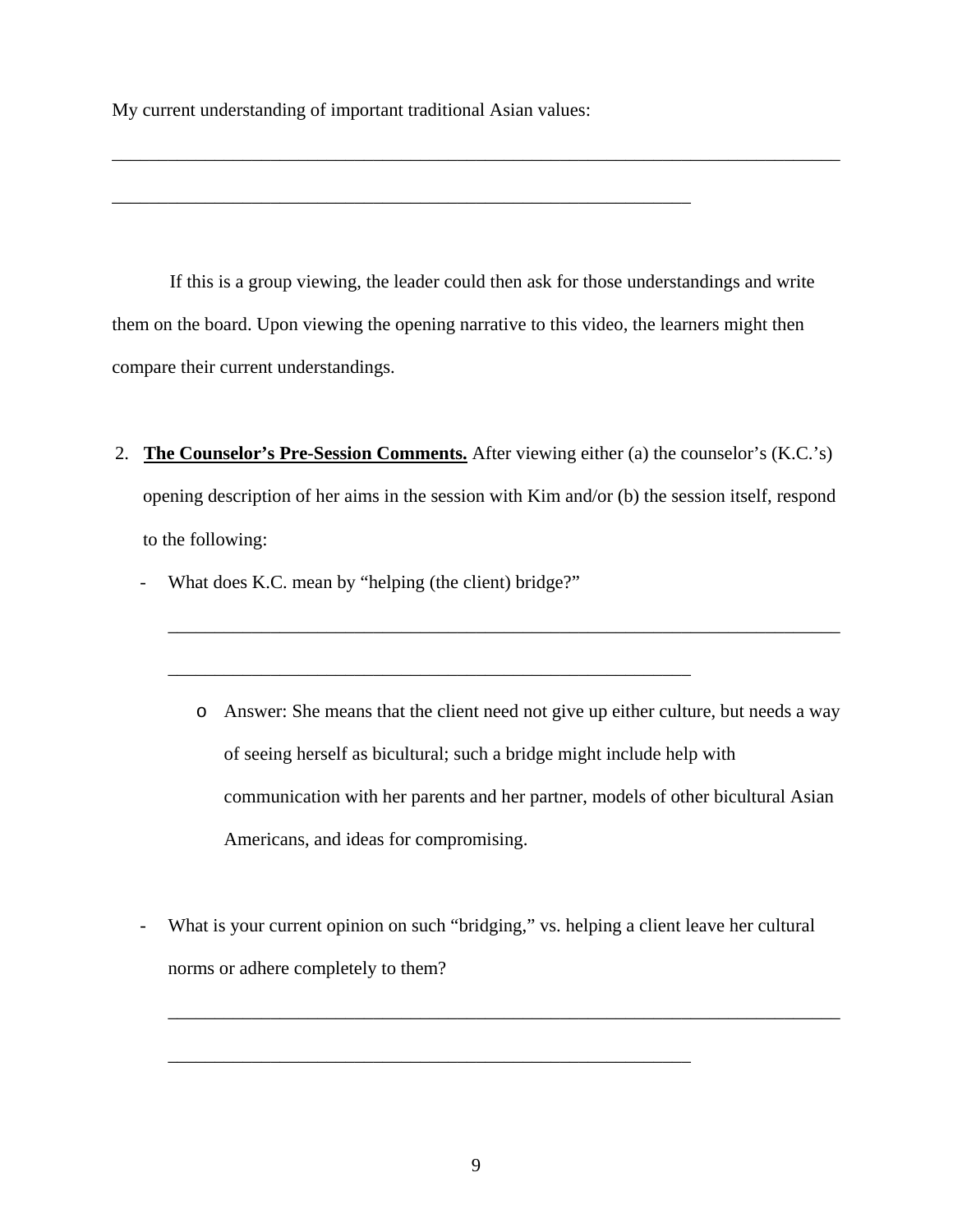My current understanding of important traditional Asian values:

________________________________________________________________________________

________________________________________________________________

If this is a group viewing, the leader could then ask for those understandings and write them on the board. Upon viewing the opening narrative to this video, the learners might then compare their current understandings.

2. **The Counselor's Pre-Session Comments.** After viewing either (a) the counselor's (K.C.'s) opening description of her aims in the session with Kim and/or (b) the session itself, respond to the following:

   - What does K.C. mean by "helping (the client) bridge?"

     ___________________________________________________________________________

     __________________________________________________________

     - Answer: She means that the client need not give up either culture, but needs a way of seeing herself as bicultural; such a bridge might include help with communication with her parents and her partner, models of other bicultural Asian Americans, and ideas for compromising.

   - What is your current opinion on such "bridging," vs. helping a client leave her cultural norms or adhere completely to them?

     ___________________________________________________________________________

     __________________________________________________________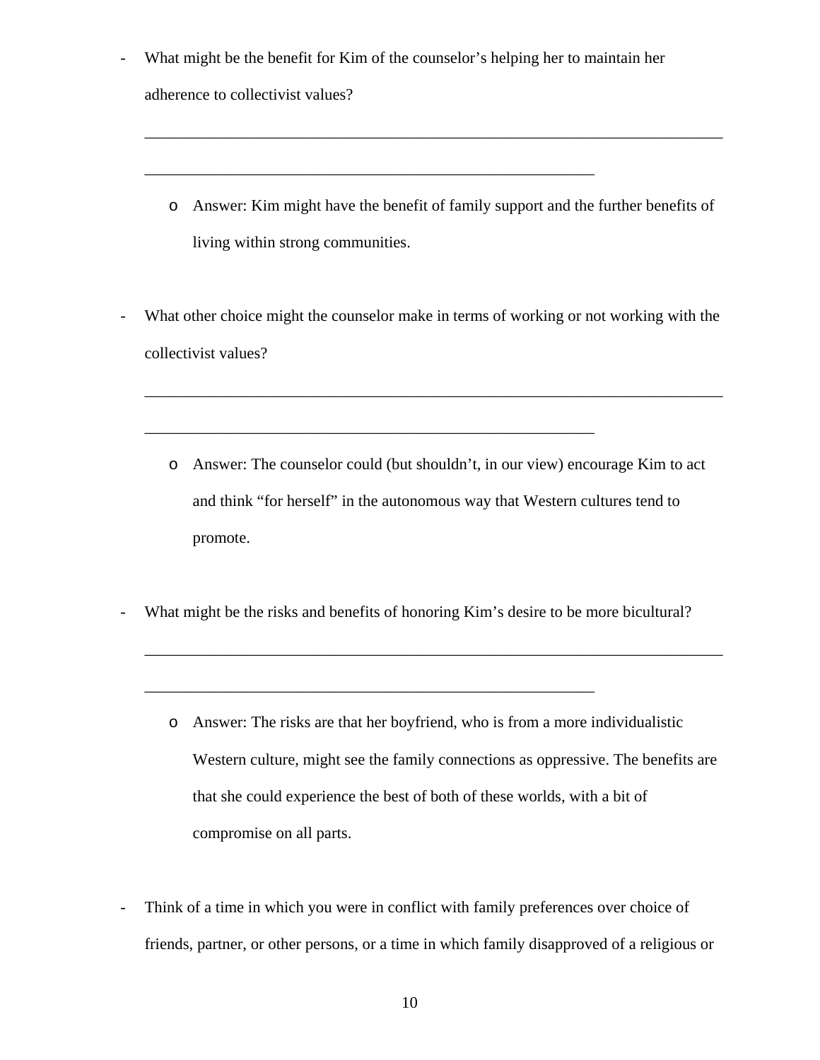- What might be the benefit for Kim of the counselor's helping her to maintain her adherence to collectivist values?

  ______________________________________________________________________________

  ______________________________________________________________

    - Answer: Kim might have the benefit of family support and the further benefits of living within strong communities.

- What other choice might the counselor make in terms of working or not working with the collectivist values?

  ______________________________________________________________________________

  ______________________________________________________________

    - Answer: The counselor could (but shouldn't, in our view) encourage Kim to act and think "for herself" in the autonomous way that Western cultures tend to promote.

- What might be the risks and benefits of honoring Kim's desire to be more bicultural?

  ______________________________________________________________________________

  ______________________________________________________________

    - Answer: The risks are that her boyfriend, who is from a more individualistic Western culture, might see the family connections as oppressive. The benefits are that she could experience the best of both of these worlds, with a bit of compromise on all parts.

- Think of a time in which you were in conflict with family preferences over choice of friends, partner, or other persons, or a time in which family disapproved of a religious or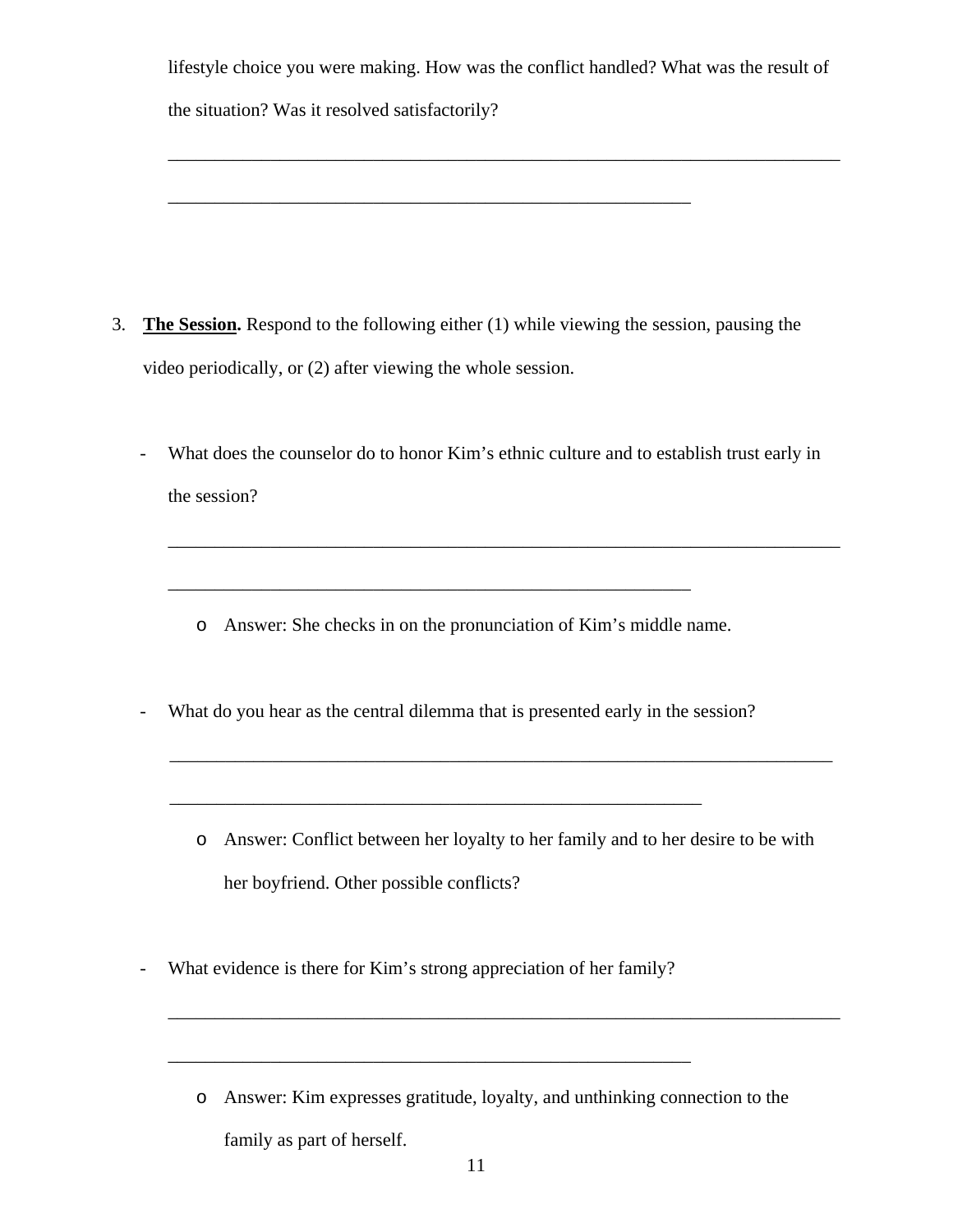lifestyle choice you were making. How was the conflict handled? What was the result of the situation? Was it resolved satisfactorily?

\_\_\_\_\_\_\_\_\_\_\_\_\_\_\_\_\_\_\_\_\_\_\_\_\_\_\_\_\_\_\_\_\_\_\_\_\_\_\_\_\_\_\_\_\_\_\_\_\_\_\_\_\_\_\_\_\_\_\_\_\_\_\_\_\_\_\_\_\_\_\_\_\_\_

\_\_\_\_\_\_\_\_\_\_\_\_\_\_\_\_\_\_\_\_\_\_\_\_\_\_\_\_\_\_\_\_\_\_\_\_\_\_\_\_\_\_\_\_\_\_\_\_\_\_\_\_\_\_\_\_\_\_

3. **<u>The Session</u>.** Respond to the following either (1) while viewing the session, pausing the video periodically, or (2) after viewing the whole session.

   - What does the counselor do to honor Kim's ethnic culture and to establish trust early in the session?

     \_\_\_\_\_\_\_\_\_\_\_\_\_\_\_\_\_\_\_\_\_\_\_\_\_\_\_\_\_\_\_\_\_\_\_\_\_\_\_\_\_\_\_\_\_\_\_\_\_\_\_\_\_\_\_\_\_\_\_\_\_\_\_\_\_\_\_\_\_\_\_\_\_\_

     \_\_\_\_\_\_\_\_\_\_\_\_\_\_\_\_\_\_\_\_\_\_\_\_\_\_\_\_\_\_\_\_\_\_\_\_\_\_\_\_\_\_\_\_\_\_\_\_\_\_\_\_\_\_\_\_\_\_

     - Answer: She checks in on the pronunciation of Kim's middle name.

   - What do you hear as the central dilemma that is presented early in the session?

     \_\_\_\_\_\_\_\_\_\_\_\_\_\_\_\_\_\_\_\_\_\_\_\_\_\_\_\_\_\_\_\_\_\_\_\_\_\_\_\_\_\_\_\_\_\_\_\_\_\_\_\_\_\_\_\_\_\_\_\_\_\_\_\_\_\_\_\_\_\_\_\_\_\_

     \_\_\_\_\_\_\_\_\_\_\_\_\_\_\_\_\_\_\_\_\_\_\_\_\_\_\_\_\_\_\_\_\_\_\_\_\_\_\_\_\_\_\_\_\_\_\_\_\_\_\_\_\_\_\_\_\_\_

     - Answer: Conflict between her loyalty to her family and to her desire to be with her boyfriend. Other possible conflicts?

   - What evidence is there for Kim's strong appreciation of her family?

     \_\_\_\_\_\_\_\_\_\_\_\_\_\_\_\_\_\_\_\_\_\_\_\_\_\_\_\_\_\_\_\_\_\_\_\_\_\_\_\_\_\_\_\_\_\_\_\_\_\_\_\_\_\_\_\_\_\_\_\_\_\_\_\_\_\_\_\_\_\_\_\_\_\_

     \_\_\_\_\_\_\_\_\_\_\_\_\_\_\_\_\_\_\_\_\_\_\_\_\_\_\_\_\_\_\_\_\_\_\_\_\_\_\_\_\_\_\_\_\_\_\_\_\_\_\_\_\_\_\_\_\_\_

     - Answer: Kim expresses gratitude, loyalty, and unthinking connection to the family as part of herself.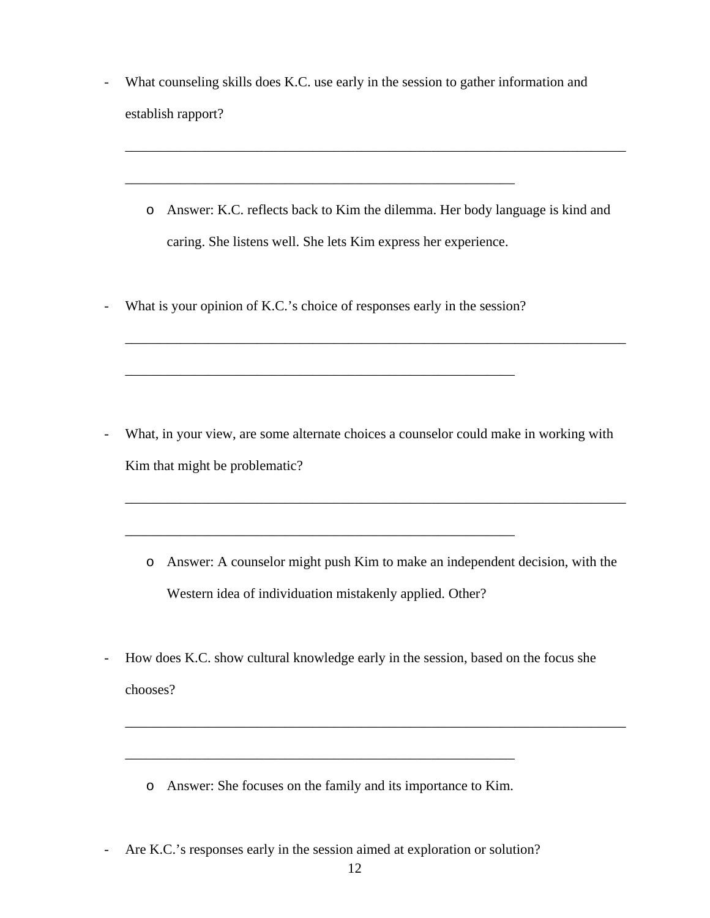- What counseling skills does K.C. use early in the session to gather information and establish rapport?

  ___________________________________________________________________________

  ___________________________________________________________

    - Answer: K.C. reflects back to Kim the dilemma. Her body language is kind and caring. She listens well. She lets Kim express her experience.

- What is your opinion of K.C.'s choice of responses early in the session?

  ___________________________________________________________________________

  ___________________________________________________________

- What, in your view, are some alternate choices a counselor could make in working with Kim that might be problematic?

  ___________________________________________________________________________

  ___________________________________________________________

    - Answer: A counselor might push Kim to make an independent decision, with the Western idea of individuation mistakenly applied. Other?

- How does K.C. show cultural knowledge early in the session, based on the focus she chooses?

  ___________________________________________________________________________

  ___________________________________________________________

    - Answer: She focuses on the family and its importance to Kim.

- Are K.C.'s responses early in the session aimed at exploration or solution?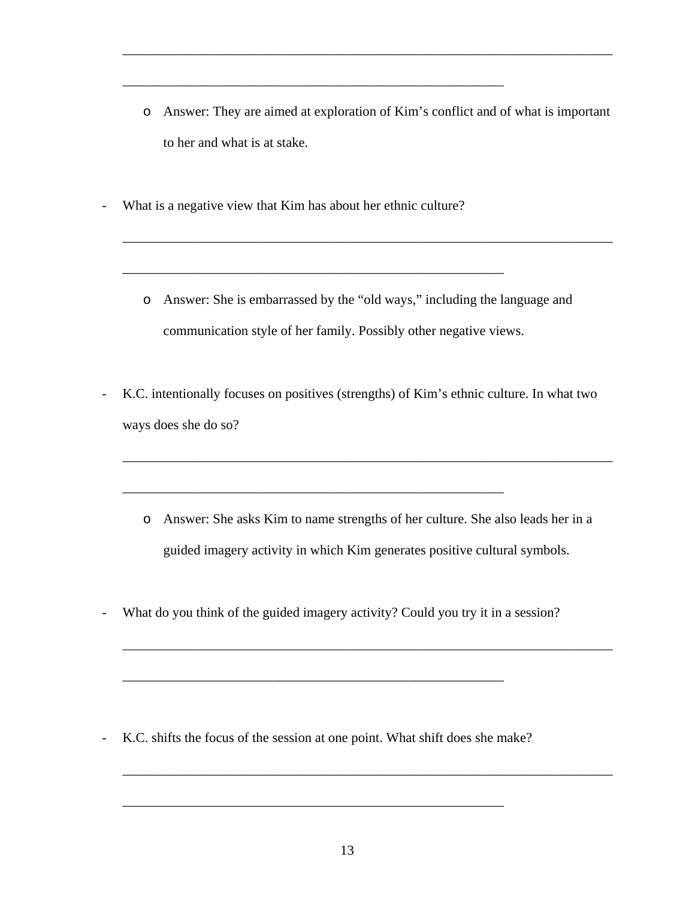\_\_\_\_\_\_\_\_\_\_\_\_\_\_\_\_\_\_\_\_\_\_\_\_\_\_\_\_\_\_\_\_\_\_\_\_\_\_\_\_\_\_\_\_\_\_\_\_\_\_\_\_\_\_\_\_\_\_\_\_\_\_\_\_\_\_\_\_\_\_\_\_

\_\_\_\_\_\_\_\_\_\_\_\_\_\_\_\_\_\_\_\_\_\_\_\_\_\_\_\_\_\_\_\_\_\_\_\_\_\_\_\_\_\_\_\_\_\_\_\_\_\_\_\_\_\_\_\_\_

  - Answer: They are aimed at exploration of Kim's conflict and of what is important to her and what is at stake.

- What is a negative view that Kim has about her ethnic culture?

\_\_\_\_\_\_\_\_\_\_\_\_\_\_\_\_\_\_\_\_\_\_\_\_\_\_\_\_\_\_\_\_\_\_\_\_\_\_\_\_\_\_\_\_\_\_\_\_\_\_\_\_\_\_\_\_\_\_\_\_\_\_\_\_\_\_\_\_\_\_\_\_

\_\_\_\_\_\_\_\_\_\_\_\_\_\_\_\_\_\_\_\_\_\_\_\_\_\_\_\_\_\_\_\_\_\_\_\_\_\_\_\_\_\_\_\_\_\_\_\_\_\_\_\_\_\_\_\_\_

  - Answer: She is embarrassed by the "old ways," including the language and communication style of her family. Possibly other negative views.

- K.C. intentionally focuses on positives (strengths) of Kim's ethnic culture. In what two ways does she do so?

\_\_\_\_\_\_\_\_\_\_\_\_\_\_\_\_\_\_\_\_\_\_\_\_\_\_\_\_\_\_\_\_\_\_\_\_\_\_\_\_\_\_\_\_\_\_\_\_\_\_\_\_\_\_\_\_\_\_\_\_\_\_\_\_\_\_\_\_\_\_\_\_

\_\_\_\_\_\_\_\_\_\_\_\_\_\_\_\_\_\_\_\_\_\_\_\_\_\_\_\_\_\_\_\_\_\_\_\_\_\_\_\_\_\_\_\_\_\_\_\_\_\_\_\_\_\_\_\_\_

  - Answer: She asks Kim to name strengths of her culture. She also leads her in a guided imagery activity in which Kim generates positive cultural symbols.

- What do you think of the guided imagery activity? Could you try it in a session?

\_\_\_\_\_\_\_\_\_\_\_\_\_\_\_\_\_\_\_\_\_\_\_\_\_\_\_\_\_\_\_\_\_\_\_\_\_\_\_\_\_\_\_\_\_\_\_\_\_\_\_\_\_\_\_\_\_\_\_\_\_\_\_\_\_\_\_\_\_\_\_\_

\_\_\_\_\_\_\_\_\_\_\_\_\_\_\_\_\_\_\_\_\_\_\_\_\_\_\_\_\_\_\_\_\_\_\_\_\_\_\_\_\_\_\_\_\_\_\_\_\_\_\_\_\_\_\_\_\_

- K.C. shifts the focus of the session at one point. What shift does she make?

\_\_\_\_\_\_\_\_\_\_\_\_\_\_\_\_\_\_\_\_\_\_\_\_\_\_\_\_\_\_\_\_\_\_\_\_\_\_\_\_\_\_\_\_\_\_\_\_\_\_\_\_\_\_\_\_\_\_\_\_\_\_\_\_\_\_\_\_\_\_\_\_

\_\_\_\_\_\_\_\_\_\_\_\_\_\_\_\_\_\_\_\_\_\_\_\_\_\_\_\_\_\_\_\_\_\_\_\_\_\_\_\_\_\_\_\_\_\_\_\_\_\_\_\_\_\_\_\_\_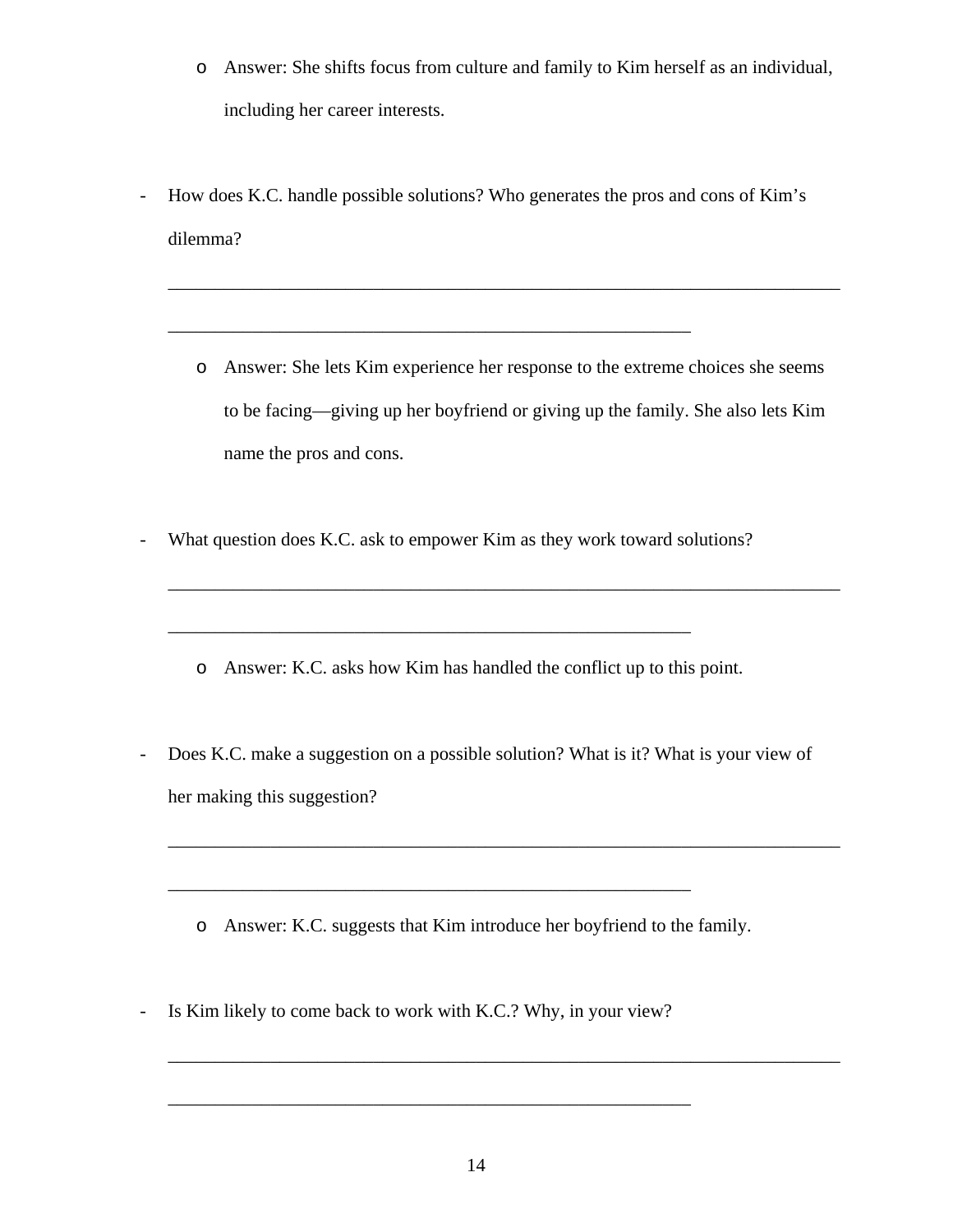- Answer: She shifts focus from culture and family to Kim herself as an individual, including her career interests.

- How does K.C. handle possible solutions? Who generates the pros and cons of Kim's dilemma?

  ___________________________________________________________________________

  ___________________________________________________________

  - Answer: She lets Kim experience her response to the extreme choices she seems to be facing—giving up her boyfriend or giving up the family. She also lets Kim name the pros and cons.

- What question does K.C. ask to empower Kim as they work toward solutions?

  ___________________________________________________________________________

  ___________________________________________________________

  - Answer: K.C. asks how Kim has handled the conflict up to this point.

- Does K.C. make a suggestion on a possible solution? What is it? What is your view of her making this suggestion?

  ___________________________________________________________________________

  ___________________________________________________________

  - Answer: K.C. suggests that Kim introduce her boyfriend to the family.

- Is Kim likely to come back to work with K.C.? Why, in your view?

  ___________________________________________________________________________

  ___________________________________________________________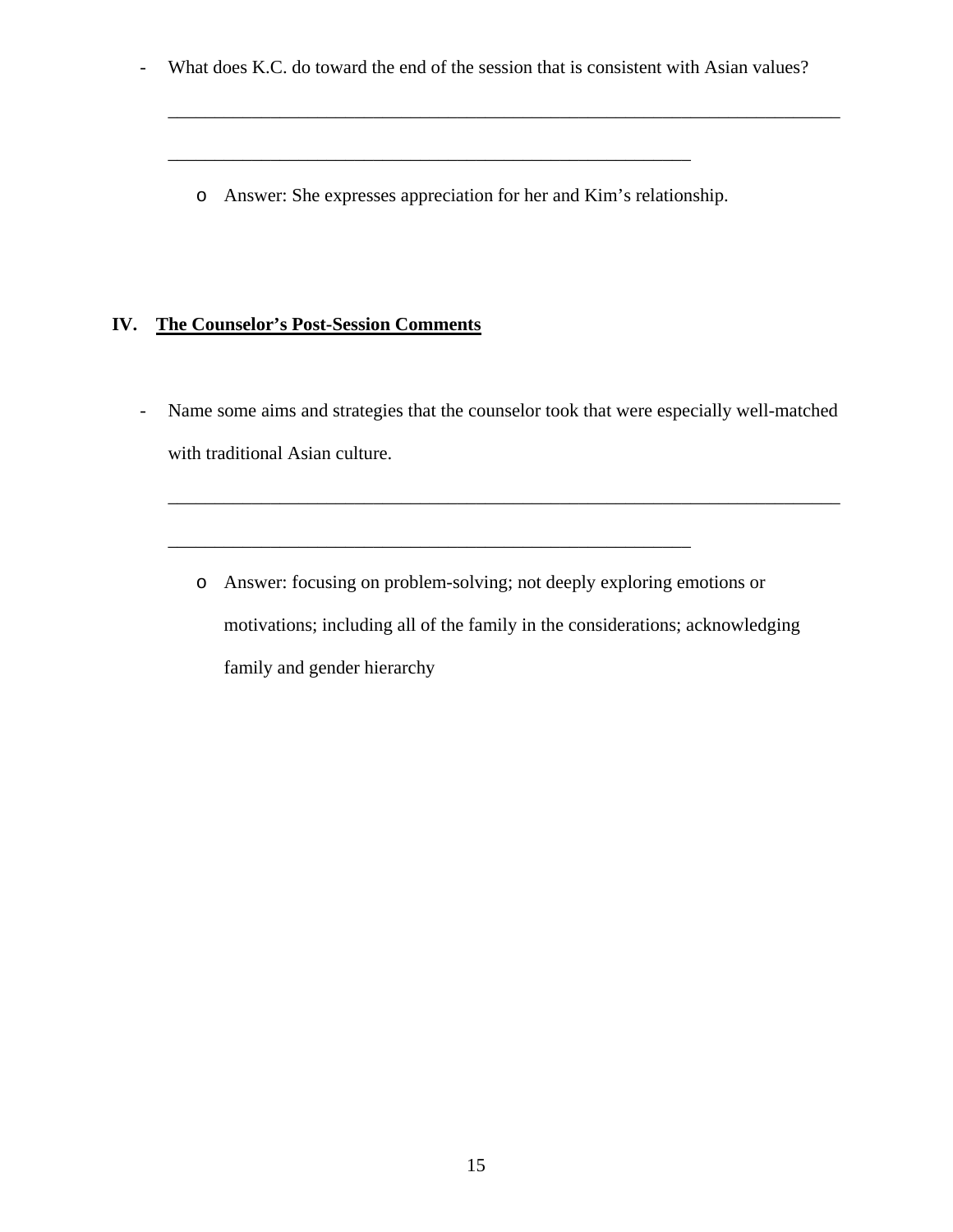- What does K.C. do toward the end of the session that is consistent with Asian values?

  ___________________________________________________________________________

  ___________________________________________________________

  - Answer: She expresses appreciation for her and Kim's relationship.

## IV. The Counselor's Post-Session Comments

- Name some aims and strategies that the counselor took that were especially well-matched with traditional Asian culture.

  ___________________________________________________________________________

  ___________________________________________________________

  - Answer: focusing on problem-solving; not deeply exploring emotions or motivations; including all of the family in the considerations; acknowledging family and gender hierarchy